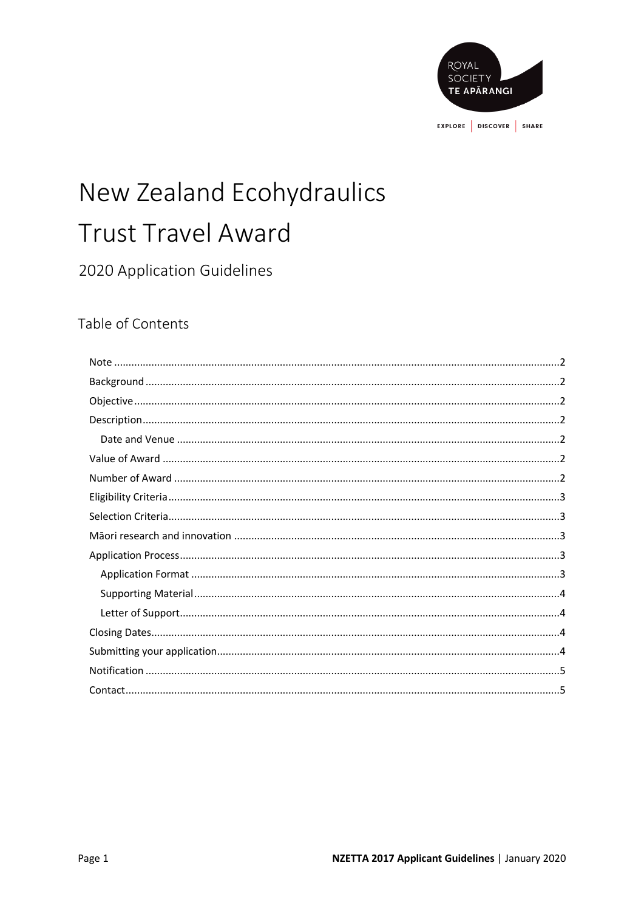# New Zealand Ecohydraulics Trust Travel Award

## 2020 Application Guidelines

### Table of Contents

- Note ..... 2
- Background ..... 2
- Objective ..... 2
- Description ..... 2
  - Date and Venue ..... 2
- Value of Award ..... 2
- Number of Award ..... 2
- Eligibility Criteria ..... 3
- Selection Criteria ..... 3
- Māori research and innovation ..... 3
- Application Process ..... 3
  - Application Format ..... 3
  - Supporting Material ..... 4
  - Letter of Support ..... 4
- Closing Dates ..... 4
- Submitting your application ..... 4
- Notification ..... 5
- Contact ..... 5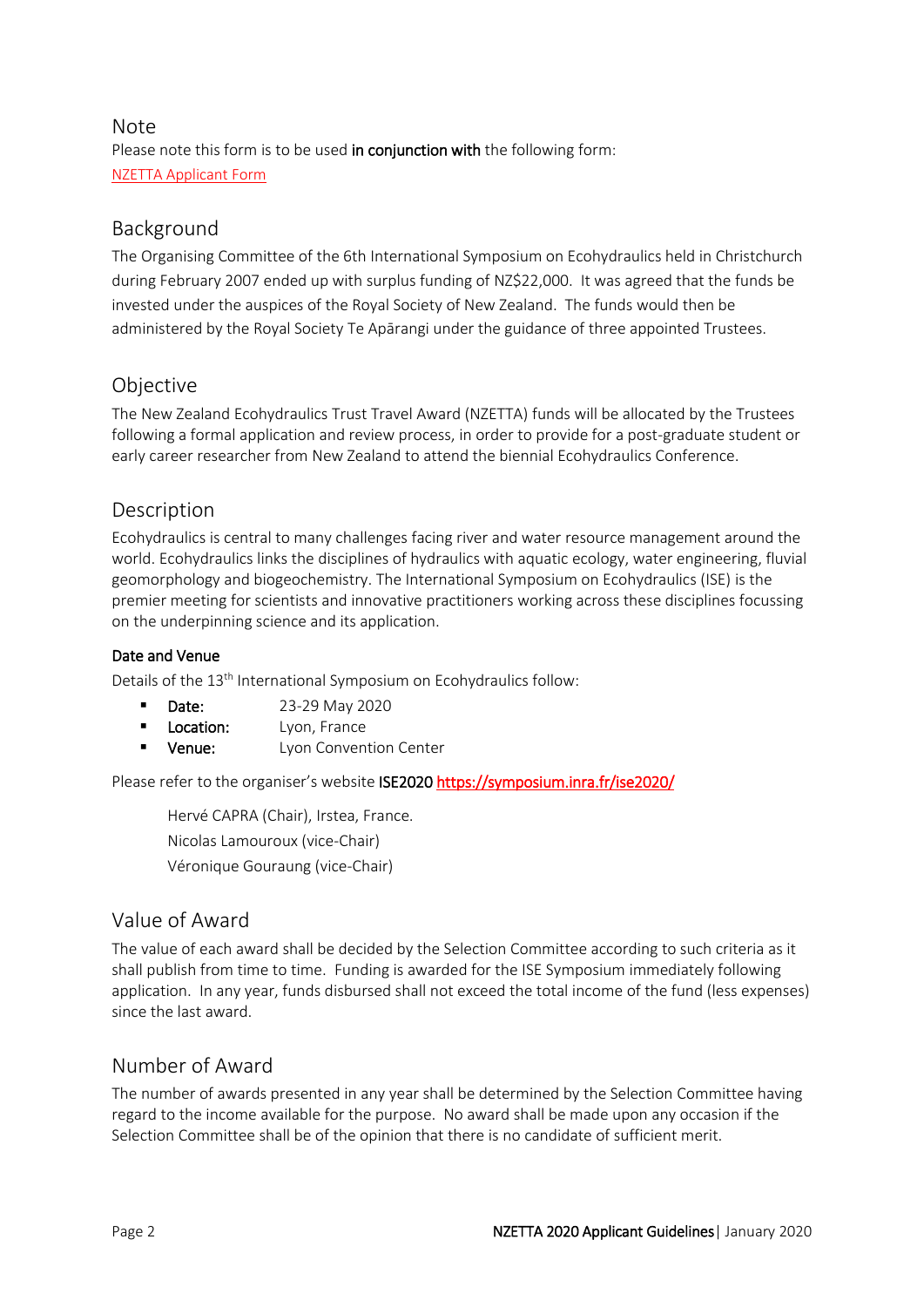## Note

Please note this form is to be used **in conjunction with** the following form:
[NZETTA Applicant Form]

## Background

The Organising Committee of the 6th International Symposium on Ecohydraulics held in Christchurch during February 2007 ended up with surplus funding of NZ$22,000. It was agreed that the funds be invested under the auspices of the Royal Society of New Zealand. The funds would then be administered by the Royal Society Te Apārangi under the guidance of three appointed Trustees.

## Objective

The New Zealand Ecohydraulics Trust Travel Award (NZETTA) funds will be allocated by the Trustees following a formal application and review process, in order to provide for a post-graduate student or early career researcher from New Zealand to attend the biennial Ecohydraulics Conference.

## Description

Ecohydraulics is central to many challenges facing river and water resource management around the world. Ecohydraulics links the disciplines of hydraulics with aquatic ecology, water engineering, fluvial geomorphology and biogeochemistry. The International Symposium on Ecohydraulics (ISE) is the premier meeting for scientists and innovative practitioners working across these disciplines focussing on the underpinning science and its application.

### Date and Venue

Details of the 13th International Symposium on Ecohydraulics follow:

- **Date:** 23-29 May 2020
- **Location:** Lyon, France
- **Venue:** Lyon Convention Center

Please refer to the organiser's website **ISE2020** https://symposium.inra.fr/ise2020/

Hervé CAPRA (Chair), Irstea, France.
Nicolas Lamouroux (vice-Chair)
Véronique Gouraung (vice-Chair)

## Value of Award

The value of each award shall be decided by the Selection Committee according to such criteria as it shall publish from time to time. Funding is awarded for the ISE Symposium immediately following application. In any year, funds disbursed shall not exceed the total income of the fund (less expenses) since the last award.

## Number of Award

The number of awards presented in any year shall be determined by the Selection Committee having regard to the income available for the purpose. No award shall be made upon any occasion if the Selection Committee shall be of the opinion that there is no candidate of sufficient merit.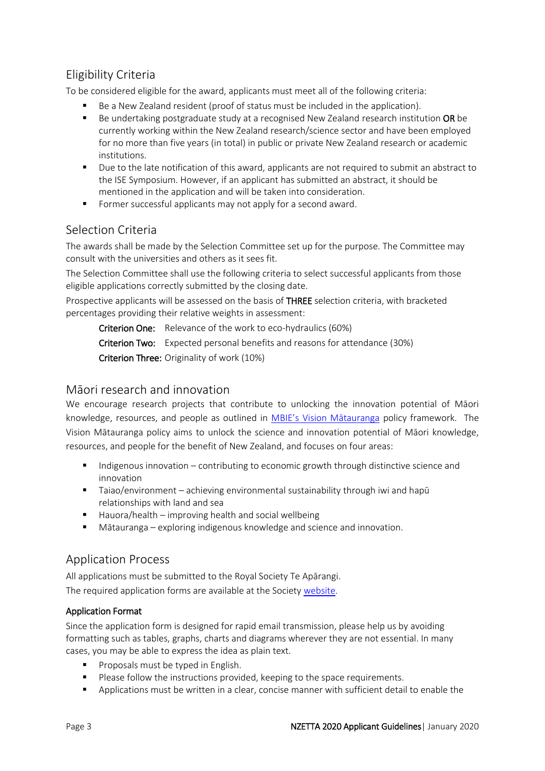## Eligibility Criteria

To be considered eligible for the award, applicants must meet all of the following criteria:

- Be a New Zealand resident (proof of status must be included in the application).
- Be undertaking postgraduate study at a recognised New Zealand research institution **OR** be currently working within the New Zealand research/science sector and have been employed for no more than five years (in total) in public or private New Zealand research or academic institutions.
- Due to the late notification of this award, applicants are not required to submit an abstract to the ISE Symposium. However, if an applicant has submitted an abstract, it should be mentioned in the application and will be taken into consideration.
- Former successful applicants may not apply for a second award.

## Selection Criteria

The awards shall be made by the Selection Committee set up for the purpose. The Committee may consult with the universities and others as it sees fit.

The Selection Committee shall use the following criteria to select successful applicants from those eligible applications correctly submitted by the closing date.

Prospective applicants will be assessed on the basis of **THREE** selection criteria, with bracketed percentages providing their relative weights in assessment:

**Criterion One:** Relevance of the work to eco-hydraulics (60%)

**Criterion Two:** Expected personal benefits and reasons for attendance (30%)

**Criterion Three:** Originality of work (10%)

## Māori research and innovation

We encourage research projects that contribute to unlocking the innovation potential of Māori knowledge, resources, and people as outlined in MBIE's Vision Mātauranga policy framework. The Vision Mātauranga policy aims to unlock the science and innovation potential of Māori knowledge, resources, and people for the benefit of New Zealand, and focuses on four areas:

- Indigenous innovation – contributing to economic growth through distinctive science and innovation
- Taiao/environment – achieving environmental sustainability through iwi and hapū relationships with land and sea
- Hauora/health – improving health and social wellbeing
- Mātauranga – exploring indigenous knowledge and science and innovation.

## Application Process

All applications must be submitted to the Royal Society Te Apārangi.

The required application forms are available at the Society website.

### Application Format

Since the application form is designed for rapid email transmission, please help us by avoiding formatting such as tables, graphs, charts and diagrams wherever they are not essential. In many cases, you may be able to express the idea as plain text.

- Proposals must be typed in English.
- Please follow the instructions provided, keeping to the space requirements.
- Applications must be written in a clear, concise manner with sufficient detail to enable the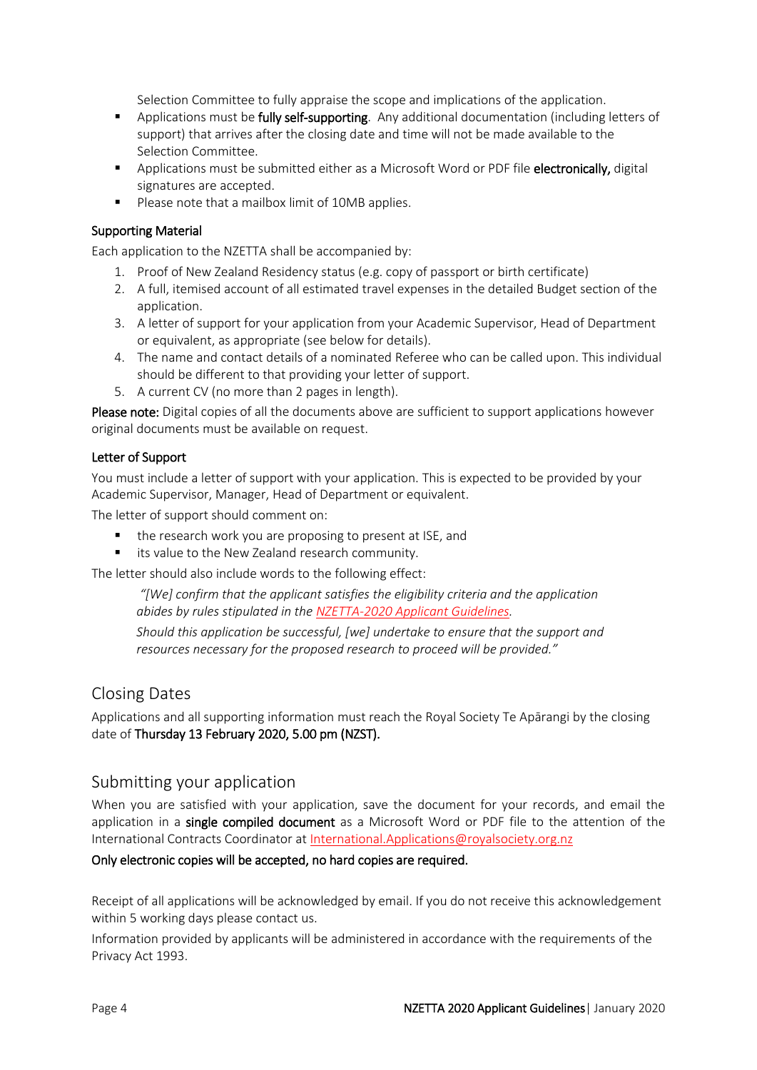Selection Committee to fully appraise the scope and implications of the application.

- Applications must be **fully self-supporting**. Any additional documentation (including letters of support) that arrives after the closing date and time will not be made available to the Selection Committee.
- Applications must be submitted either as a Microsoft Word or PDF file **electronically,** digital signatures are accepted.
- Please note that a mailbox limit of 10MB applies.

### Supporting Material

Each application to the NZETTA shall be accompanied by:

1. Proof of New Zealand Residency status (e.g. copy of passport or birth certificate)
2. A full, itemised account of all estimated travel expenses in the detailed Budget section of the application.
3. A letter of support for your application from your Academic Supervisor, Head of Department or equivalent, as appropriate (see below for details).
4. The name and contact details of a nominated Referee who can be called upon. This individual should be different to that providing your letter of support.
5. A current CV (no more than 2 pages in length).

**Please note:** Digital copies of all the documents above are sufficient to support applications however original documents must be available on request.

### Letter of Support

You must include a letter of support with your application. This is expected to be provided by your Academic Supervisor, Manager, Head of Department or equivalent.

The letter of support should comment on:

- the research work you are proposing to present at ISE, and
- its value to the New Zealand research community.

The letter should also include words to the following effect:

> *"[We] confirm that the applicant satisfies the eligibility criteria and the application abides by rules stipulated in the NZETTA-2020 Applicant Guidelines.*
>
> *Should this application be successful, [we] undertake to ensure that the support and resources necessary for the proposed research to proceed will be provided."*

## Closing Dates

Applications and all supporting information must reach the Royal Society Te Apārangi by the closing date of **Thursday 13 February 2020, 5.00 pm (NZST).**

## Submitting your application

When you are satisfied with your application, save the document for your records, and email the application in a **single compiled document** as a Microsoft Word or PDF file to the attention of the International Contracts Coordinator at International.Applications@royalsociety.org.nz

**Only electronic copies will be accepted, no hard copies are required.**

Receipt of all applications will be acknowledged by email. If you do not receive this acknowledgement within 5 working days please contact us.

Information provided by applicants will be administered in accordance with the requirements of the Privacy Act 1993.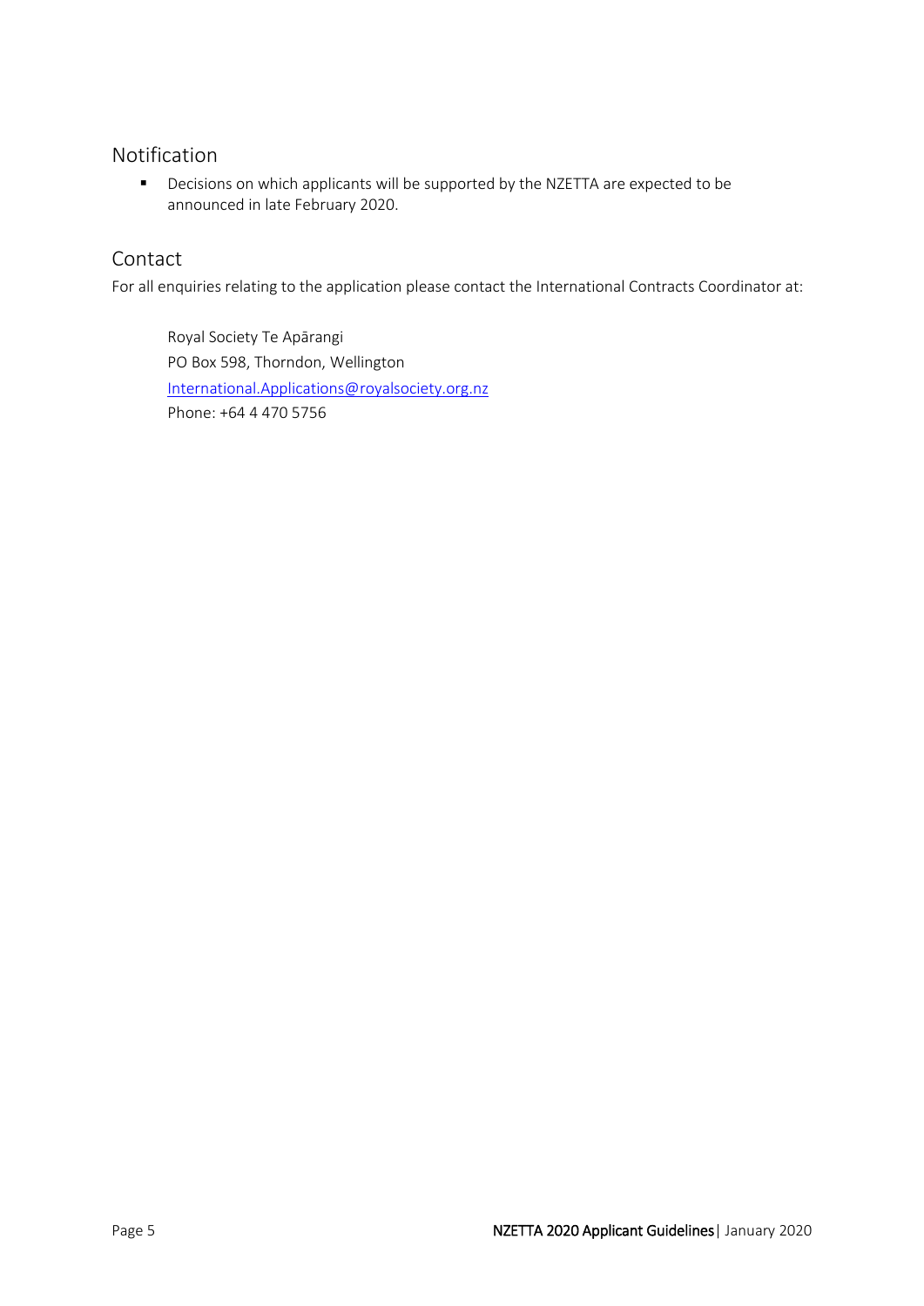## Notification

- Decisions on which applicants will be supported by the NZETTA are expected to be announced in late February 2020.

## Contact

For all enquiries relating to the application please contact the International Contracts Coordinator at:

Royal Society Te Apārangi
PO Box 598, Thorndon, Wellington
International.Applications@royalsociety.org.nz
Phone: +64 4 470 5756